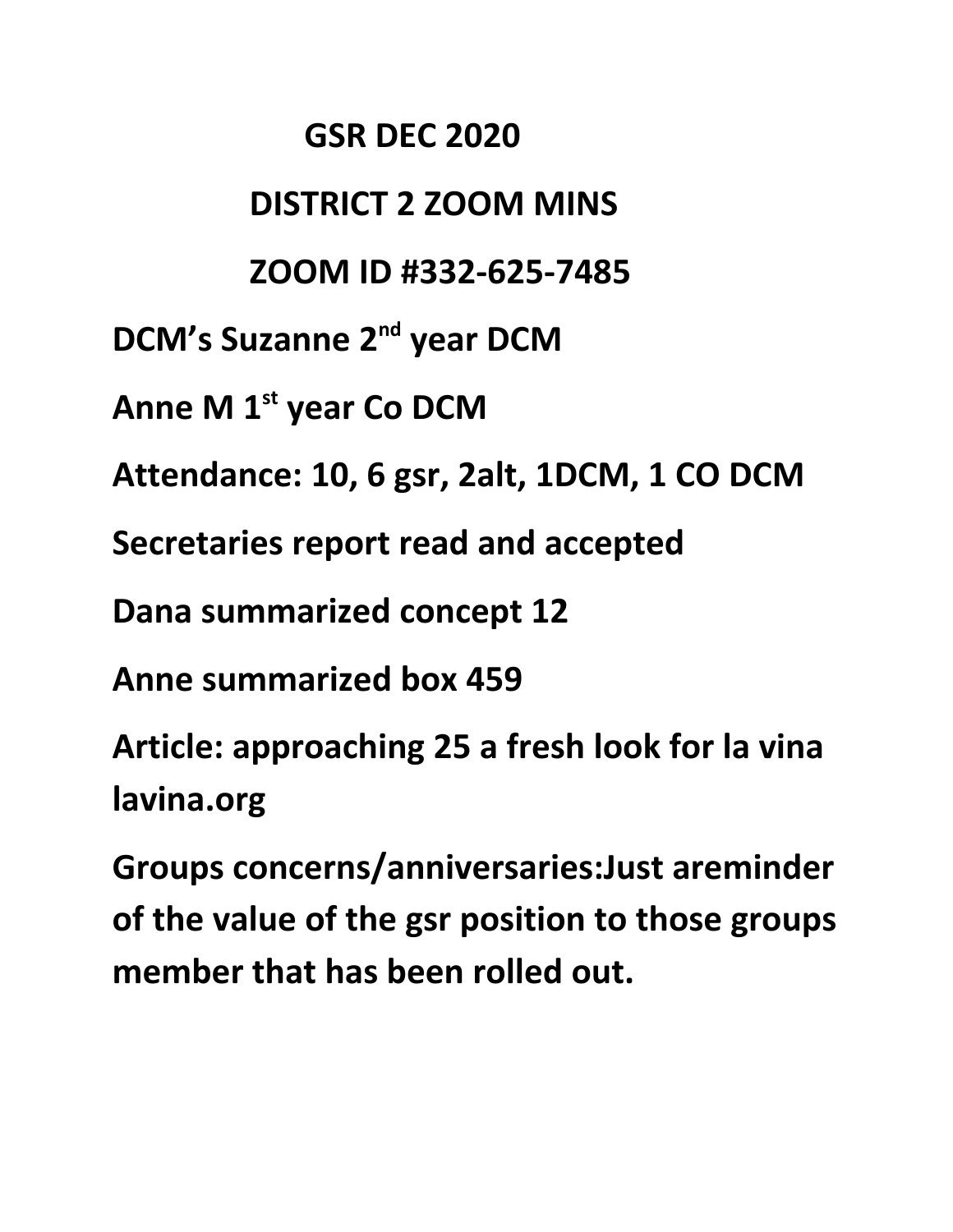# GSR DEC 2020

# DISTRICT 2 ZOOM MINS

# ZOOM ID #332-625-7485

**DCM's Suzanne 2nd year DCM**

**Anne M 1st year Co DCM**

**Attendance: 10, 6 gsr, 2alt, 1DCM, 1 CO DCM**

**Secretaries report read and accepted**

**Dana summarized concept 12**

**Anne summarized box 459**

**Article: approaching 25 a fresh look for la vina lavina.org**

**Groups concerns/anniversaries:Just areminder of the value of the gsr position to those groups member that has been rolled out.**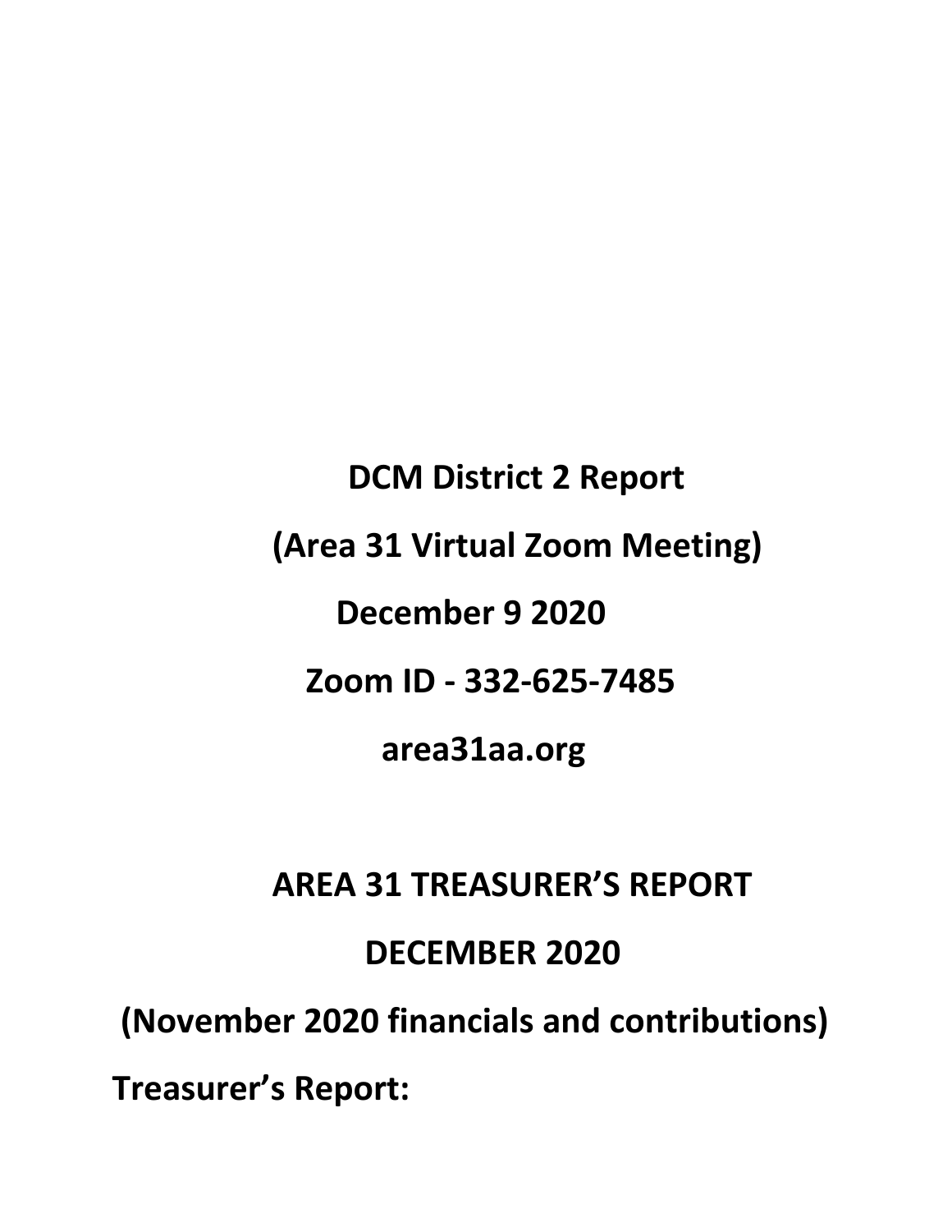**DCM District 2 Report**

**(Area 31 Virtual Zoom Meeting)**

**December 9 2020**

**Zoom ID - 332-625-7485**

**area31aa.org**

**AREA 31 TREASURER'S REPORT**

**DECEMBER 2020**

**(November 2020 financials and contributions)**

**Treasurer's Report:**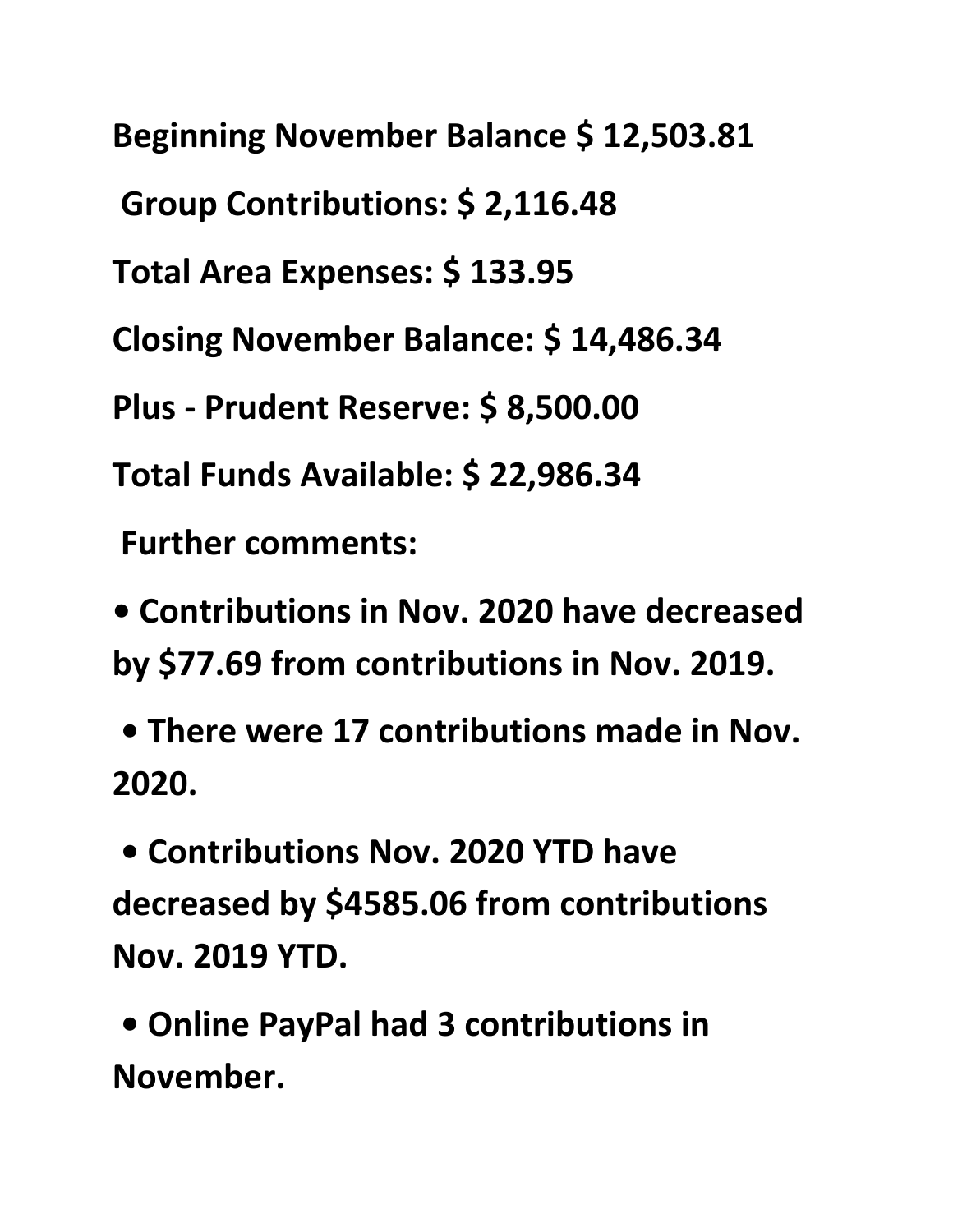**Beginning November Balance $ 12,503.81**

**Group Contributions: $ 2,116.48**

**Total Area Expenses: $ 133.95**

**Closing November Balance: $ 14,486.34**

**Plus - Prudent Reserve: $ 8,500.00**

**Total Funds Available: $ 22,986.34**

**Further comments:**

- **Contributions in Nov. 2020 have decreased by $77.69 from contributions in Nov. 2019.**
- **There were 17 contributions made in Nov. 2020.**
- **Contributions Nov. 2020 YTD have decreased by $4585.06 from contributions Nov. 2019 YTD.**
- **Online PayPal had 3 contributions in November.**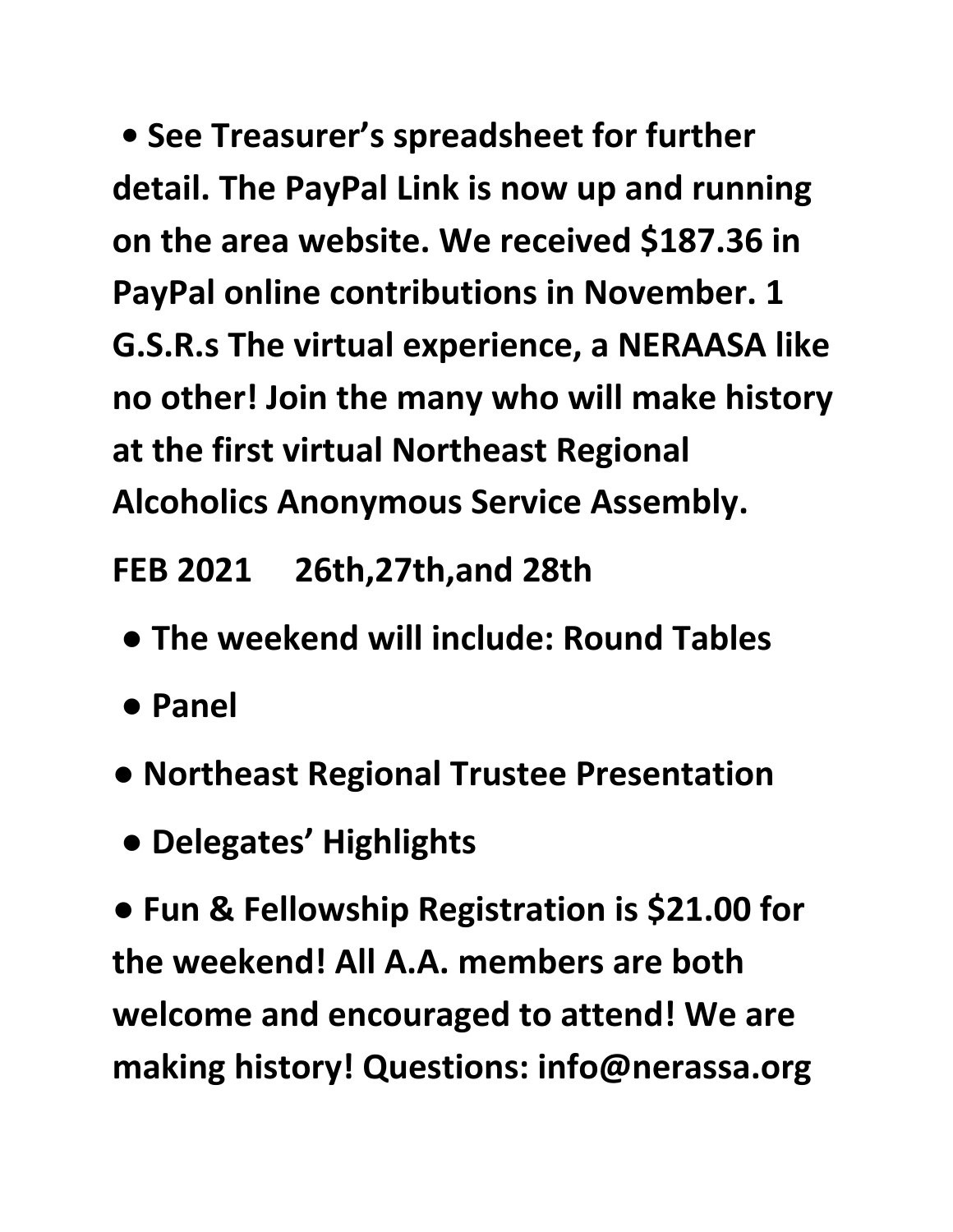- **See Treasurer's spreadsheet for further detail. The PayPal Link is now up and running on the area website. We received $187.36 in PayPal online contributions in November. 1 G.S.R.s The virtual experience, a NERAASA like no other! Join the many who will make history at the first virtual Northeast Regional Alcoholics Anonymous Service Assembly.**

**FEB 2021 26th,27th,and 28th**

- **The weekend will include: Round Tables**
- **Panel**
- **Northeast Regional Trustee Presentation**
- **Delegates' Highlights**
- **Fun & Fellowship Registration is $21.00 for the weekend! All A.A. members are both welcome and encouraged to attend! We are making history! Questions: info@nerassa.org**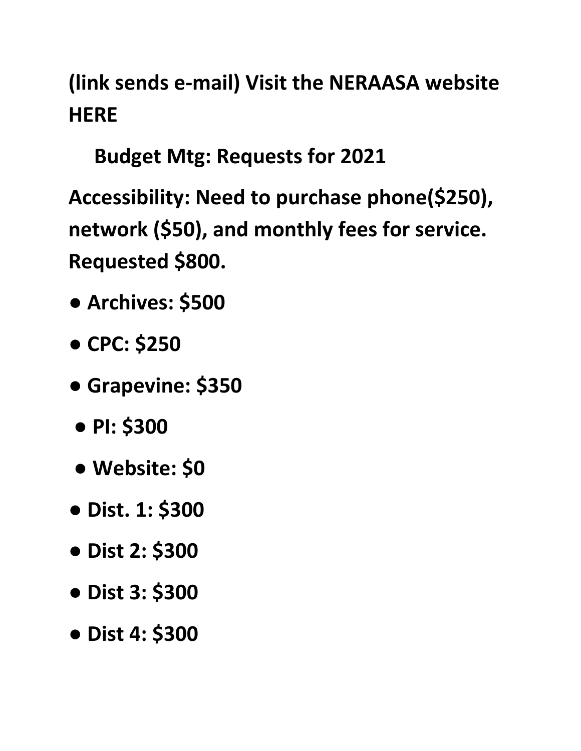**(link sends e-mail) Visit the NERAASA website HERE**

**Budget Mtg: Requests for 2021**

**Accessibility: Need to purchase phone($250), network ($50), and monthly fees for service. Requested $800.**

- **Archives: $500**
- **CPC: $250**
- **Grapevine: $350**
- **PI: $300**
- **Website: $0**
- **Dist. 1: $300**
- **Dist 2: $300**
- **Dist 3: $300**
- **Dist 4: $300**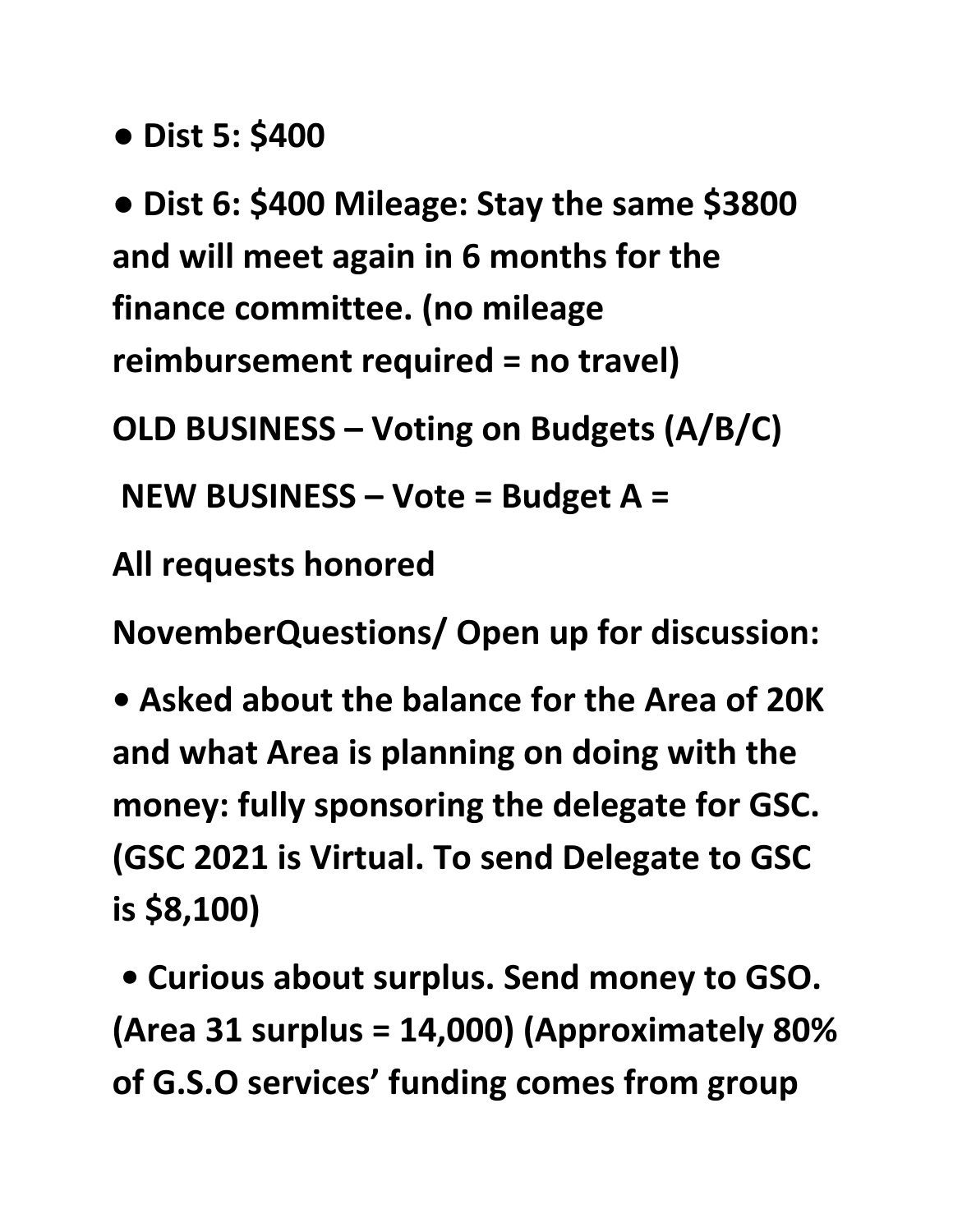- **Dist 5: $400**
- **Dist 6: $400 Mileage: Stay the same $3800 and will meet again in 6 months for the finance committee. (no mileage reimbursement required = no travel)**

**OLD BUSINESS – Voting on Budgets (A/B/C)**

**NEW BUSINESS – Vote = Budget A =**

**All requests honored**

**NovemberQuestions/ Open up for discussion:**

- **Asked about the balance for the Area of 20K and what Area is planning on doing with the money: fully sponsoring the delegate for GSC. (GSC 2021 is Virtual. To send Delegate to GSC is $8,100)**
- **Curious about surplus. Send money to GSO. (Area 31 surplus = 14,000) (Approximately 80% of G.S.O services' funding comes from group**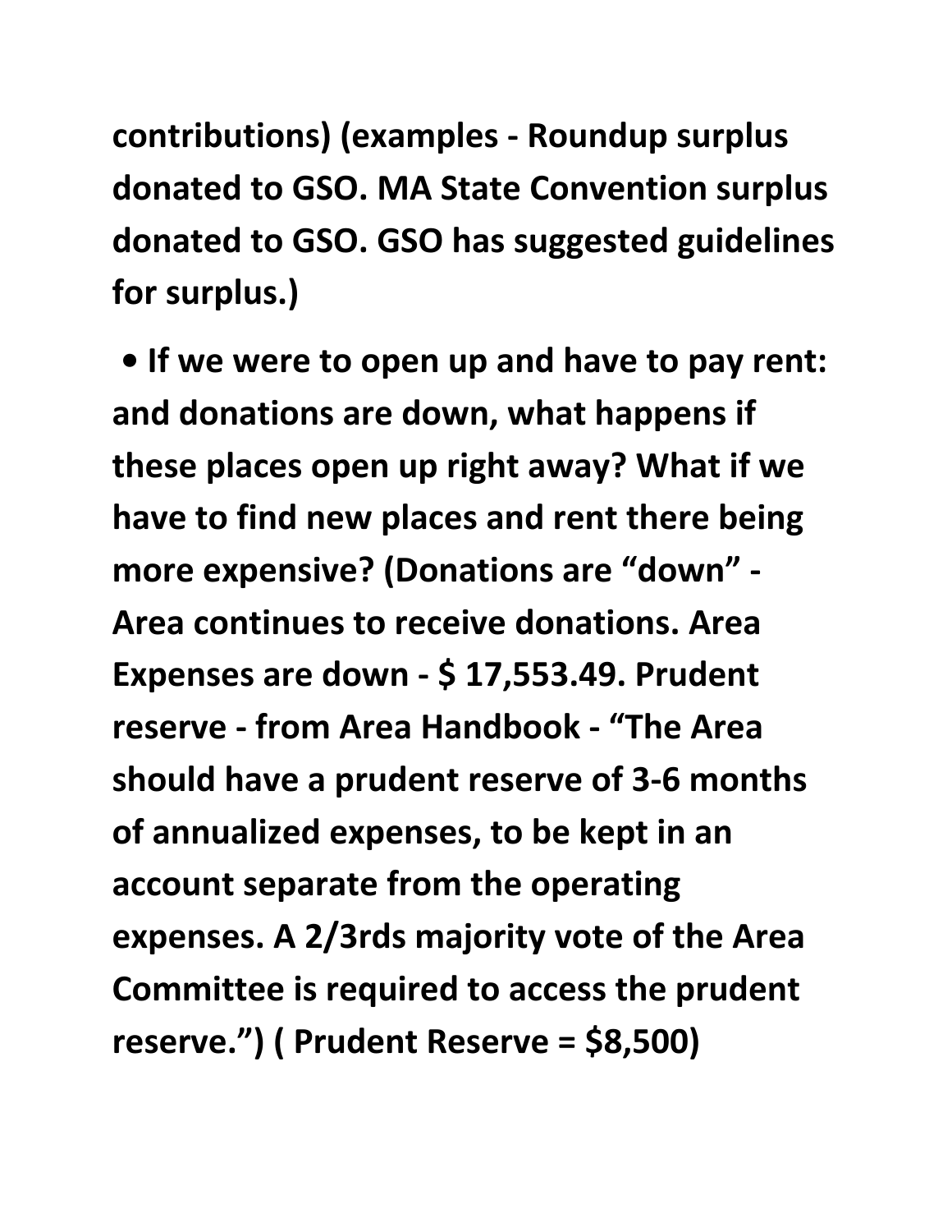**contributions) (examples - Roundup surplus donated to GSO. MA State Convention surplus donated to GSO. GSO has suggested guidelines for surplus.)**

- **If we were to open up and have to pay rent: and donations are down, what happens if these places open up right away? What if we have to find new places and rent there being more expensive? (Donations are "down" - Area continues to receive donations. Area Expenses are down - $ 17,553.49. Prudent reserve - from Area Handbook - "The Area should have a prudent reserve of 3-6 months of annualized expenses, to be kept in an account separate from the operating expenses. A 2/3rds majority vote of the Area Committee is required to access the prudent reserve.") ( Prudent Reserve = $8,500)**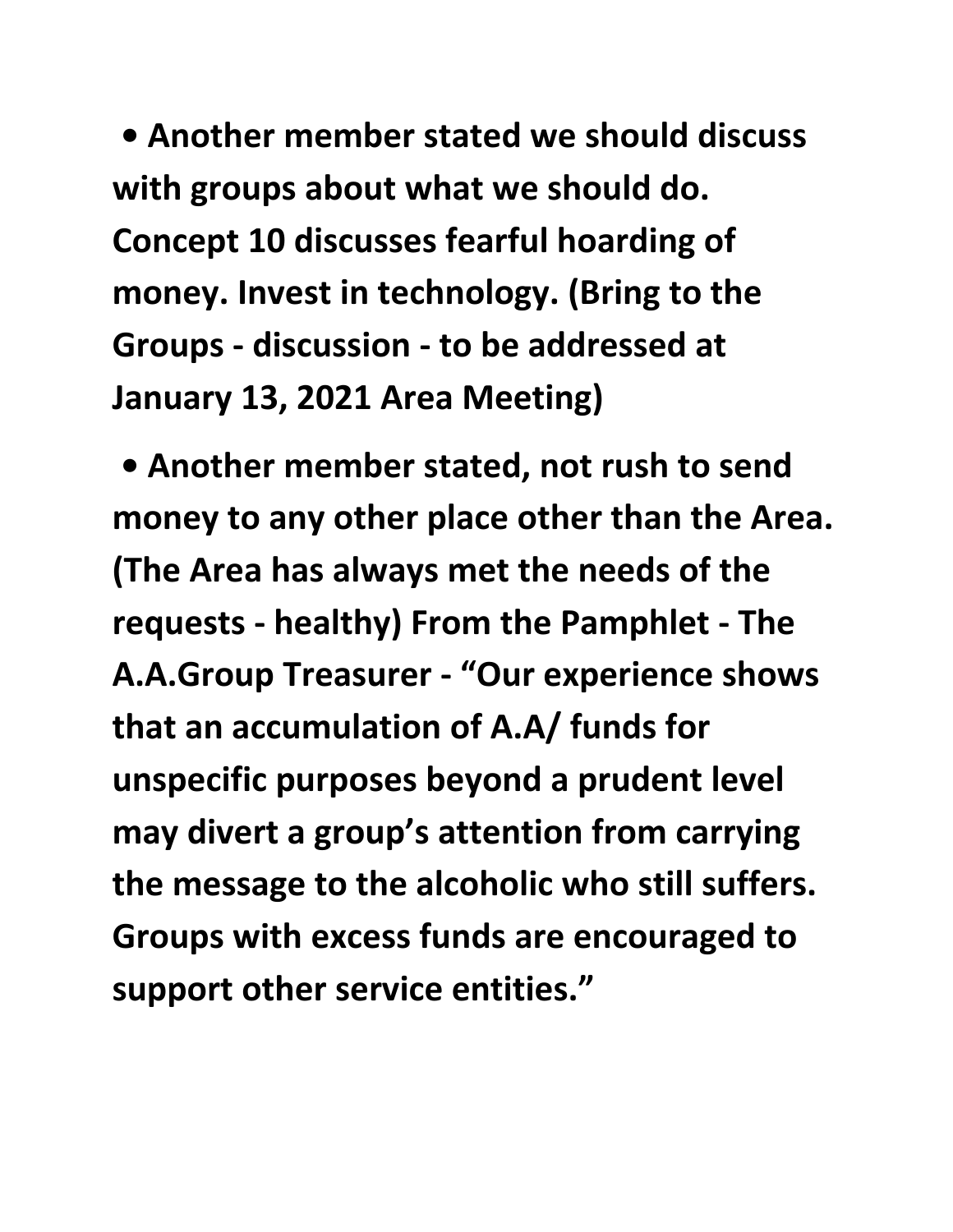- **Another member stated we should discuss with groups about what we should do. Concept 10 discusses fearful hoarding of money. Invest in technology. (Bring to the Groups - discussion - to be addressed at January 13, 2021 Area Meeting)**

- **Another member stated, not rush to send money to any other place other than the Area. (The Area has always met the needs of the requests - healthy) From the Pamphlet - The A.A.Group Treasurer - "Our experience shows that an accumulation of A.A/ funds for unspecific purposes beyond a prudent level may divert a group's attention from carrying the message to the alcoholic who still suffers. Groups with excess funds are encouraged to support other service entities."**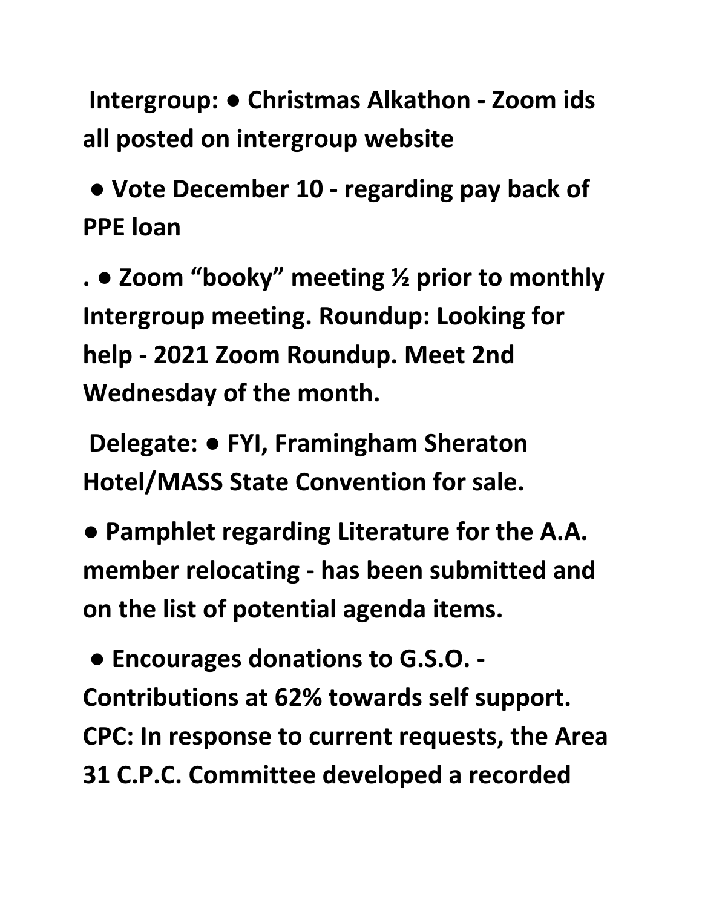**Intergroup: ● Christmas Alkathon - Zoom ids all posted on intergroup website**

**● Vote December 10 - regarding pay back of PPE loan**

**. ● Zoom "booky" meeting ½ prior to monthly Intergroup meeting. Roundup: Looking for help - 2021 Zoom Roundup. Meet 2nd Wednesday of the month.**

**Delegate: ● FYI, Framingham Sheraton Hotel/MASS State Convention for sale.**

**● Pamphlet regarding Literature for the A.A. member relocating - has been submitted and on the list of potential agenda items.**

**● Encourages donations to G.S.O. - Contributions at 62% towards self support. CPC: In response to current requests, the Area 31 C.P.C. Committee developed a recorded**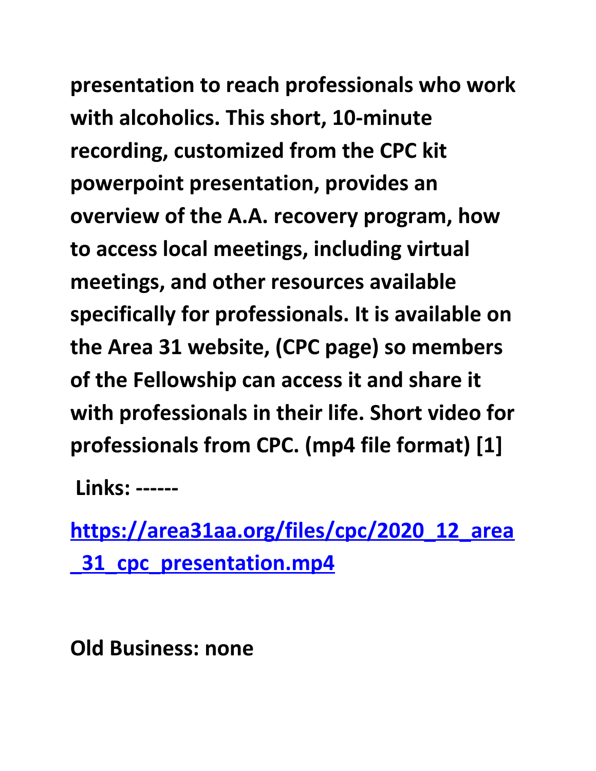**presentation to reach professionals who work with alcoholics. This short, 10-minute recording, customized from the CPC kit powerpoint presentation, provides an overview of the A.A. recovery program, how to access local meetings, including virtual meetings, and other resources available specifically for professionals. It is available on the Area 31 website, (CPC page) so members of the Fellowship can access it and share it with professionals in their life. Short video for professionals from CPC. (mp4 file format) [1]**

**Links: ------**

**https://area31aa.org/files/cpc/2020_12_area_31_cpc_presentation.mp4**

**Old Business: none**